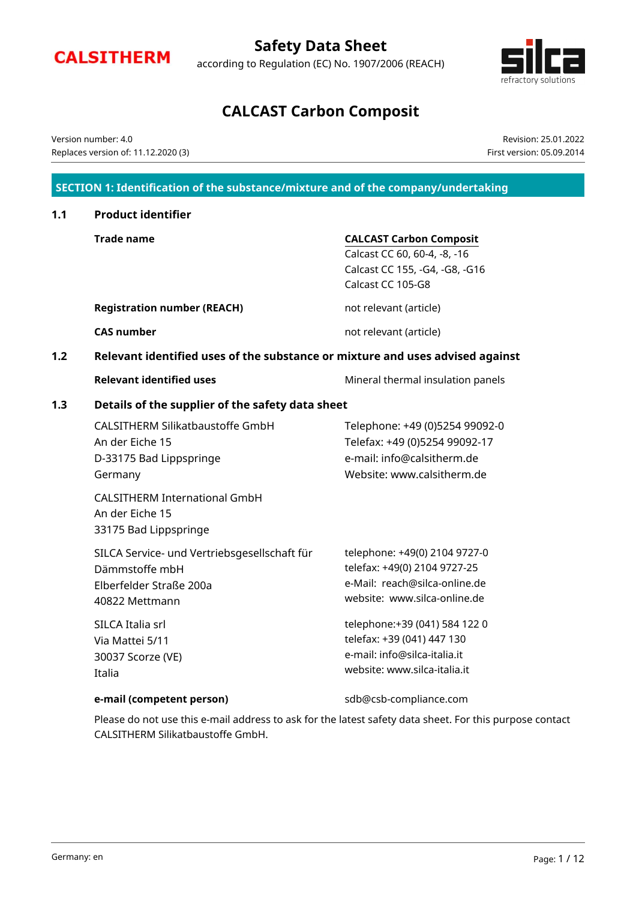CALSITHERM

# Safety Data Sheet

according to Regulation (EC) No. 1907/2006 (REACH)

silca refractory solutions

# CALCAST Carbon Composit

Version number: 4.0
Replaces version of: 11.12.2020 (3)

Revision: 25.01.2022
First version: 05.09.2014

## SECTION 1: Identification of the substance/mixture and of the company/undertaking

### 1.1 Product identifier

| | |
|---|---|
| **Trade name** | **CALCAST Carbon Composit**<br>Calcast CC 60, 60-4, -8, -16<br>Calcast CC 155, -G4, -G8, -G16<br>Calcast CC 105-G8 |
| **Registration number (REACH)** | not relevant (article) |
| **CAS number** | not relevant (article) |

### 1.2 Relevant identified uses of the substance or mixture and uses advised against

| | |
|---|---|
| **Relevant identified uses** | Mineral thermal insulation panels |

### 1.3 Details of the supplier of the safety data sheet

CALSITHERM Silikatbaustoffe GmbH
An der Eiche 15
D-33175 Bad Lippspringe
Germany

Telephone: +49 (0)5254 99092-0
Telefax: +49 (0)5254 99092-17
e-mail: info@calsitherm.de
Website: www.calsitherm.de

CALSITHERM International GmbH
An der Eiche 15
33175 Bad Lippspringe

SILCA Service- und Vertriebsgesellschaft für Dämmstoffe mbH
Elberfelder Straße 200a
40822 Mettmann

telephone: +49(0) 2104 9727-0
telefax: +49(0) 2104 9727-25
e-Mail: reach@silca-online.de
website: www.silca-online.de

SILCA Italia srl
Via Mattei 5/11
30037 Scorze (VE)
Italia

telephone:+39 (041) 584 122 0
telefax: +39 (041) 447 130
e-mail: info@silca-italia.it
website: www.silca-italia.it

**e-mail (competent person)**: sdb@csb-compliance.com

Please do not use this e-mail address to ask for the latest safety data sheet. For this purpose contact CALSITHERM Silikatbaustoffe GmbH.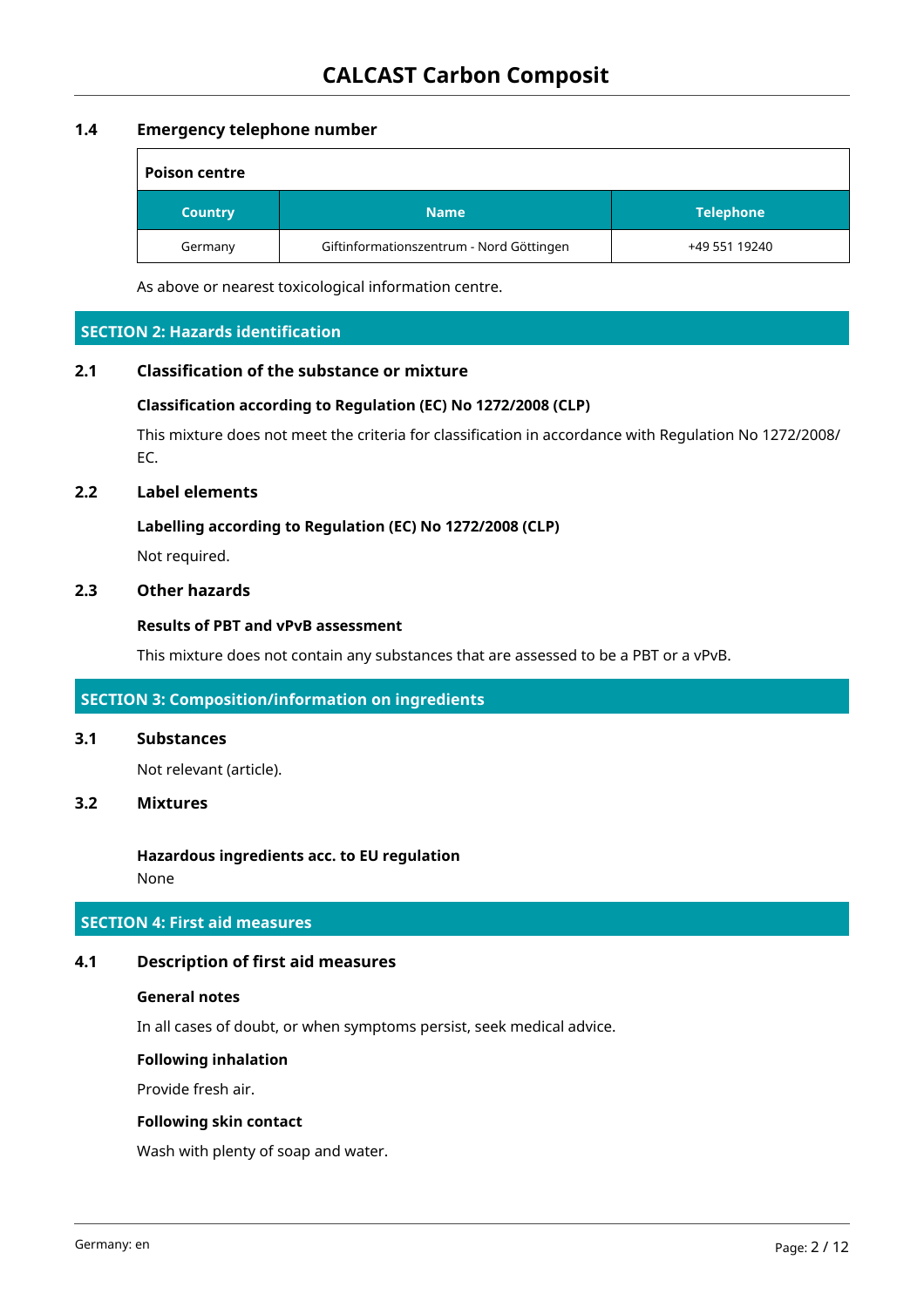### 1.4 Emergency telephone number

| Poison centre | | |
|---|---|---|
| **Country** | **Name** | **Telephone** |
| Germany | Giftinformationszentrum - Nord Göttingen | +49 551 19240 |

As above or nearest toxicological information centre.

## SECTION 2: Hazards identification

### 2.1 Classification of the substance or mixture

**Classification according to Regulation (EC) No 1272/2008 (CLP)**

This mixture does not meet the criteria for classification in accordance with Regulation No 1272/2008/EC.

### 2.2 Label elements

**Labelling according to Regulation (EC) No 1272/2008 (CLP)**

Not required.

### 2.3 Other hazards

**Results of PBT and vPvB assessment**

This mixture does not contain any substances that are assessed to be a PBT or a vPvB.

## SECTION 3: Composition/information on ingredients

### 3.1 Substances

Not relevant (article).

### 3.2 Mixtures

**Hazardous ingredients acc. to EU regulation**

None

## SECTION 4: First aid measures

### 4.1 Description of first aid measures

**General notes**

In all cases of doubt, or when symptoms persist, seek medical advice.

**Following inhalation**

Provide fresh air.

**Following skin contact**

Wash with plenty of soap and water.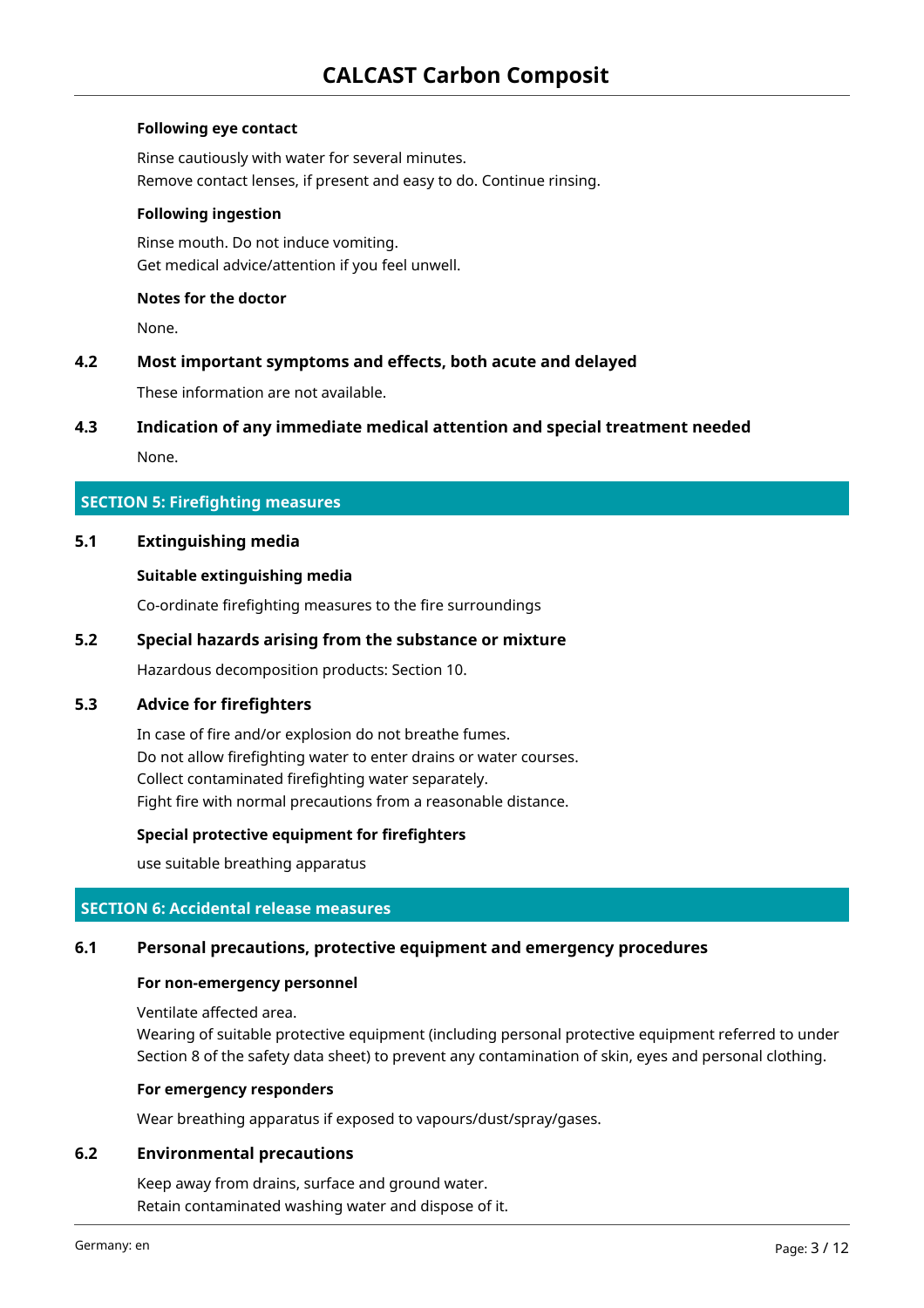#### Following eye contact

Rinse cautiously with water for several minutes.
Remove contact lenses, if present and easy to do. Continue rinsing.

#### Following ingestion

Rinse mouth. Do not induce vomiting.
Get medical advice/attention if you feel unwell.

#### Notes for the doctor

None.

### 4.2 Most important symptoms and effects, both acute and delayed

These information are not available.

### 4.3 Indication of any immediate medical attention and special treatment needed

None.

## SECTION 5: Firefighting measures

### 5.1 Extinguishing media

#### Suitable extinguishing media

Co-ordinate firefighting measures to the fire surroundings

### 5.2 Special hazards arising from the substance or mixture

Hazardous decomposition products: Section 10.

### 5.3 Advice for firefighters

In case of fire and/or explosion do not breathe fumes.
Do not allow firefighting water to enter drains or water courses.
Collect contaminated firefighting water separately.
Fight fire with normal precautions from a reasonable distance.

#### Special protective equipment for firefighters

use suitable breathing apparatus

## SECTION 6: Accidental release measures

### 6.1 Personal precautions, protective equipment and emergency procedures

#### For non-emergency personnel

Ventilate affected area.
Wearing of suitable protective equipment (including personal protective equipment referred to under Section 8 of the safety data sheet) to prevent any contamination of skin, eyes and personal clothing.

#### For emergency responders

Wear breathing apparatus if exposed to vapours/dust/spray/gases.

### 6.2 Environmental precautions

Keep away from drains, surface and ground water.
Retain contaminated washing water and dispose of it.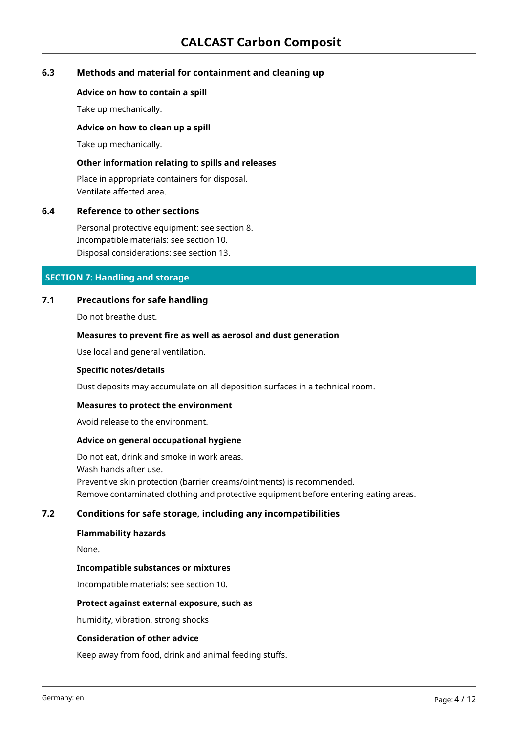### 6.3 Methods and material for containment and cleaning up

**Advice on how to contain a spill**

Take up mechanically.

**Advice on how to clean up a spill**

Take up mechanically.

**Other information relating to spills and releases**

Place in appropriate containers for disposal.
Ventilate affected area.

### 6.4 Reference to other sections

Personal protective equipment: see section 8.
Incompatible materials: see section 10.
Disposal considerations: see section 13.

## SECTION 7: Handling and storage

### 7.1 Precautions for safe handling

Do not breathe dust.

**Measures to prevent fire as well as aerosol and dust generation**

Use local and general ventilation.

**Specific notes/details**

Dust deposits may accumulate on all deposition surfaces in a technical room.

**Measures to protect the environment**

Avoid release to the environment.

**Advice on general occupational hygiene**

Do not eat, drink and smoke in work areas.
Wash hands after use.
Preventive skin protection (barrier creams/ointments) is recommended.
Remove contaminated clothing and protective equipment before entering eating areas.

### 7.2 Conditions for safe storage, including any incompatibilities

**Flammability hazards**

None.

**Incompatible substances or mixtures**

Incompatible materials: see section 10.

**Protect against external exposure, such as**

humidity, vibration, strong shocks

**Consideration of other advice**

Keep away from food, drink and animal feeding stuffs.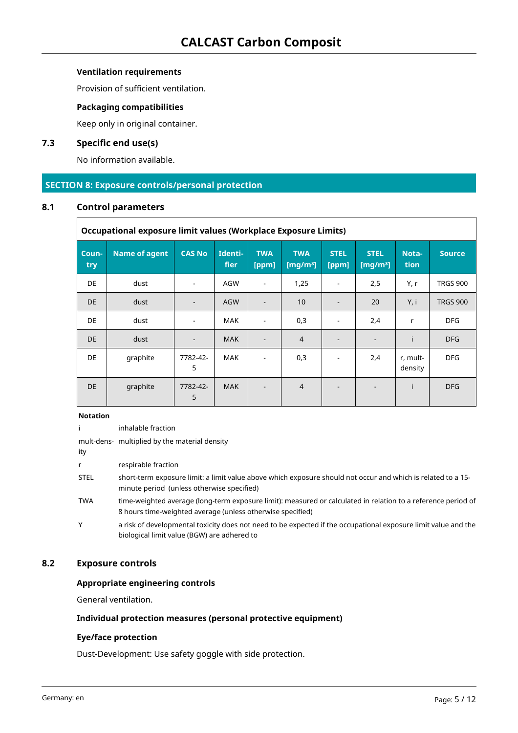### Ventilation requirements

Provision of sufficient ventilation.

### Packaging compatibilities

Keep only in original container.

### 7.3 Specific end use(s)

No information available.

## SECTION 8: Exposure controls/personal protection

### 8.1 Control parameters

**Occupational exposure limit values (Workplace Exposure Limits)**

| Country | Name of agent | CAS No | Identifier | TWA [ppm] | TWA [mg/m³] | STEL [ppm] | STEL [mg/m³] | Notation | Source |
|---|---|---|---|---|---|---|---|---|---|
| DE | dust | - | AGW | - | 1,25 | - | 2,5 | Y, r | TRGS 900 |
| DE | dust | - | AGW | - | 10 | - | 20 | Y, i | TRGS 900 |
| DE | dust | - | MAK | - | 0,3 | - | 2,4 | r | DFG |
| DE | dust | - | MAK | - | 4 | - | - | i | DFG |
| DE | graphite | 7782-42-5 | MAK | - | 0,3 | - | 2,4 | r, mult-density | DFG |
| DE | graphite | 7782-42-5 | MAK | - | 4 | - | - | i | DFG |

**Notation**

| | |
|---|---|
| i | inhalable fraction |
| mult-density | multiplied by the material density |
| r | respirable fraction |
| STEL | short-term exposure limit: a limit value above which exposure should not occur and which is related to a 15-minute period (unless otherwise specified) |
| TWA | time-weighted average (long-term exposure limit): measured or calculated in relation to a reference period of 8 hours time-weighted average (unless otherwise specified) |
| Y | a risk of developmental toxicity does not need to be expected if the occupational exposure limit value and the biological limit value (BGW) are adhered to |

### 8.2 Exposure controls

#### Appropriate engineering controls

General ventilation.

#### Individual protection measures (personal protective equipment)

#### Eye/face protection

Dust-Development: Use safety goggle with side protection.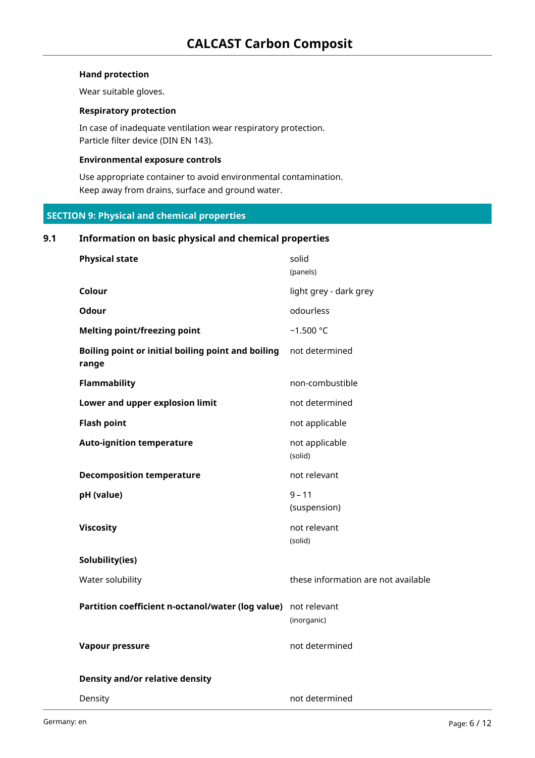**Hand protection**

Wear suitable gloves.

**Respiratory protection**

In case of inadequate ventilation wear respiratory protection.
Particle filter device (DIN EN 143).

**Environmental exposure controls**

Use appropriate container to avoid environmental contamination.
Keep away from drains, surface and ground water.

## SECTION 9: Physical and chemical properties

### 9.1 Information on basic physical and chemical properties

| Property | Value |
|---|---|
| **Physical state** | solid (panels) |
| **Colour** | light grey - dark grey |
| **Odour** | odourless |
| **Melting point/freezing point** | ~1.500 °C |
| **Boiling point or initial boiling point and boiling range** | not determined |
| **Flammability** | non-combustible |
| **Lower and upper explosion limit** | not determined |
| **Flash point** | not applicable |
| **Auto-ignition temperature** | not applicable (solid) |
| **Decomposition temperature** | not relevant |
| **pH (value)** | 9 – 11 (suspension) |
| **Viscosity** | not relevant (solid) |
| **Solubility(ies)** | |
| Water solubility | these information are not available |
| **Partition coefficient n-octanol/water (log value)** | not relevant (inorganic) |
| **Vapour pressure** | not determined |
| **Density and/or relative density** | |
| Density | not determined |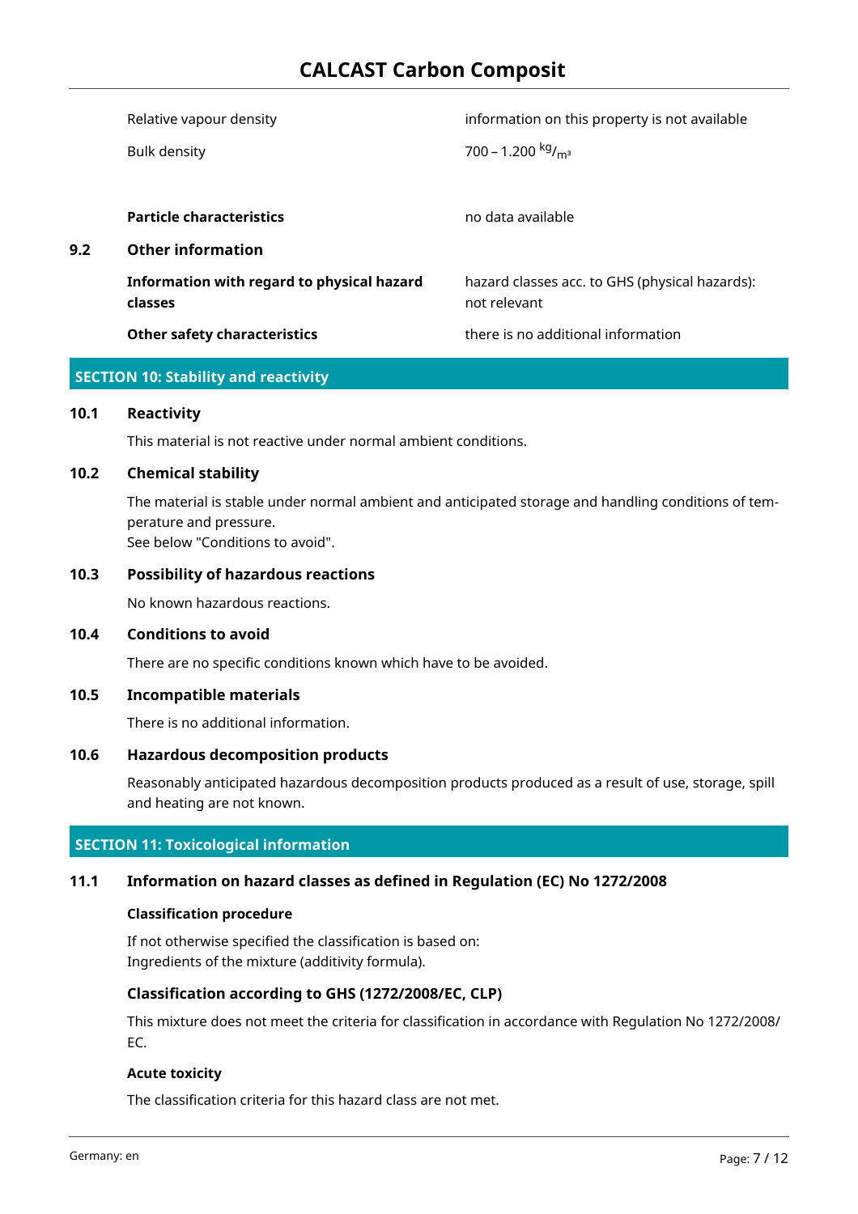| | |
|---|---|
| Relative vapour density | information on this property is not available |
| Bulk density | 700 – 1.200 $^{kg}/_{m^3}$ |
| **Particle characteristics** | no data available |

### 9.2 Other information

| | |
|---|---|
| **Information with regard to physical hazard classes** | hazard classes acc. to GHS (physical hazards): not relevant |
| **Other safety characteristics** | there is no additional information |

## SECTION 10: Stability and reactivity

### 10.1 Reactivity

This material is not reactive under normal ambient conditions.

### 10.2 Chemical stability

The material is stable under normal ambient and anticipated storage and handling conditions of temperature and pressure.
See below "Conditions to avoid".

### 10.3 Possibility of hazardous reactions

No known hazardous reactions.

### 10.4 Conditions to avoid

There are no specific conditions known which have to be avoided.

### 10.5 Incompatible materials

There is no additional information.

### 10.6 Hazardous decomposition products

Reasonably anticipated hazardous decomposition products produced as a result of use, storage, spill and heating are not known.

## SECTION 11: Toxicological information

### 11.1 Information on hazard classes as defined in Regulation (EC) No 1272/2008

**Classification procedure**

If not otherwise specified the classification is based on:
Ingredients of the mixture (additivity formula).

**Classification according to GHS (1272/2008/EC, CLP)**

This mixture does not meet the criteria for classification in accordance with Regulation No 1272/2008/EC.

**Acute toxicity**

The classification criteria for this hazard class are not met.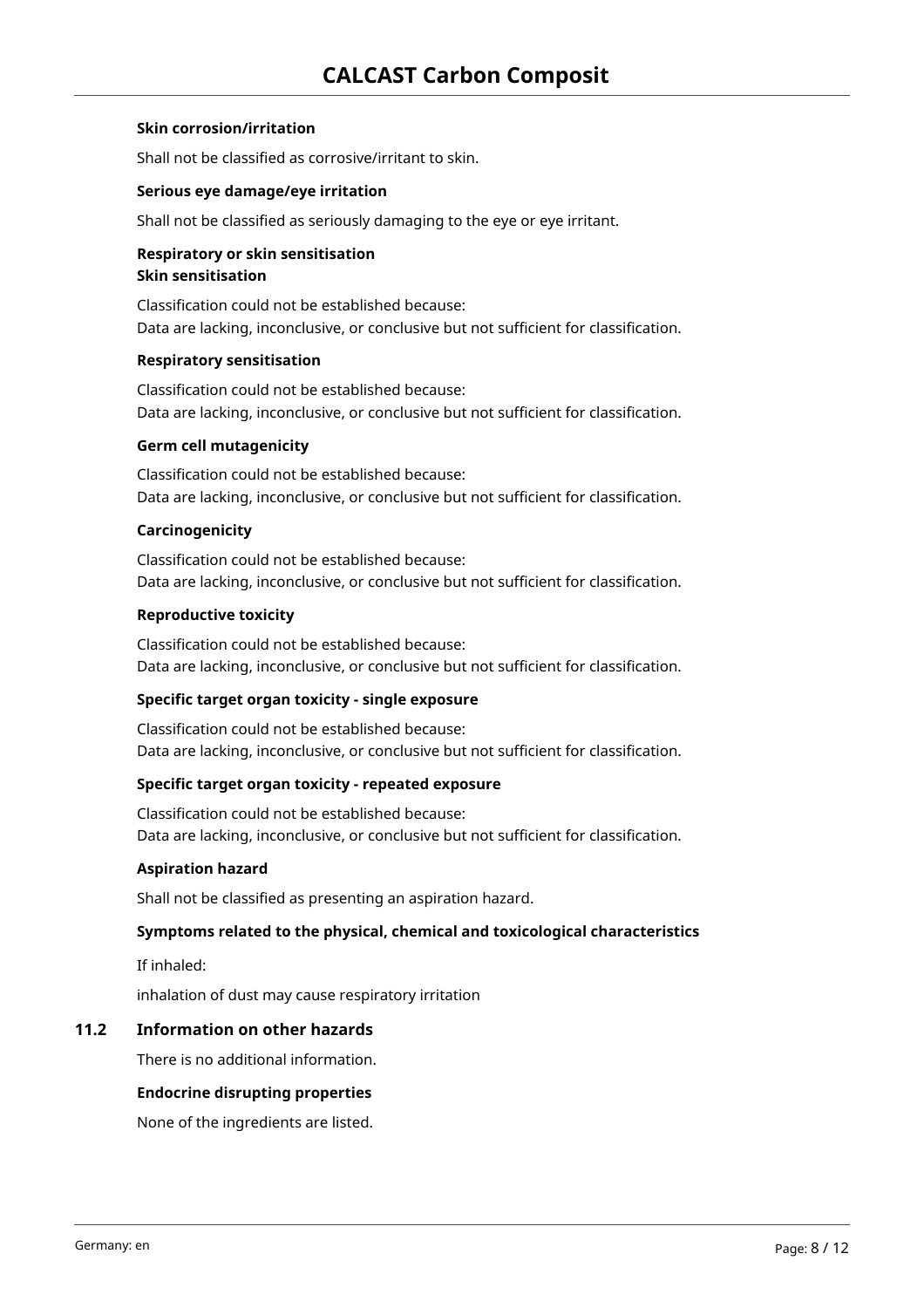**Skin corrosion/irritation**

Shall not be classified as corrosive/irritant to skin.

**Serious eye damage/eye irritation**

Shall not be classified as seriously damaging to the eye or eye irritant.

**Respiratory or skin sensitisation**
**Skin sensitisation**

Classification could not be established because:
Data are lacking, inconclusive, or conclusive but not sufficient for classification.

**Respiratory sensitisation**

Classification could not be established because:
Data are lacking, inconclusive, or conclusive but not sufficient for classification.

**Germ cell mutagenicity**

Classification could not be established because:
Data are lacking, inconclusive, or conclusive but not sufficient for classification.

**Carcinogenicity**

Classification could not be established because:
Data are lacking, inconclusive, or conclusive but not sufficient for classification.

**Reproductive toxicity**

Classification could not be established because:
Data are lacking, inconclusive, or conclusive but not sufficient for classification.

**Specific target organ toxicity - single exposure**

Classification could not be established because:
Data are lacking, inconclusive, or conclusive but not sufficient for classification.

**Specific target organ toxicity - repeated exposure**

Classification could not be established because:
Data are lacking, inconclusive, or conclusive but not sufficient for classification.

**Aspiration hazard**

Shall not be classified as presenting an aspiration hazard.

**Symptoms related to the physical, chemical and toxicological characteristics**

If inhaled:

inhalation of dust may cause respiratory irritation

## 11.2 Information on other hazards

There is no additional information.

**Endocrine disrupting properties**

None of the ingredients are listed.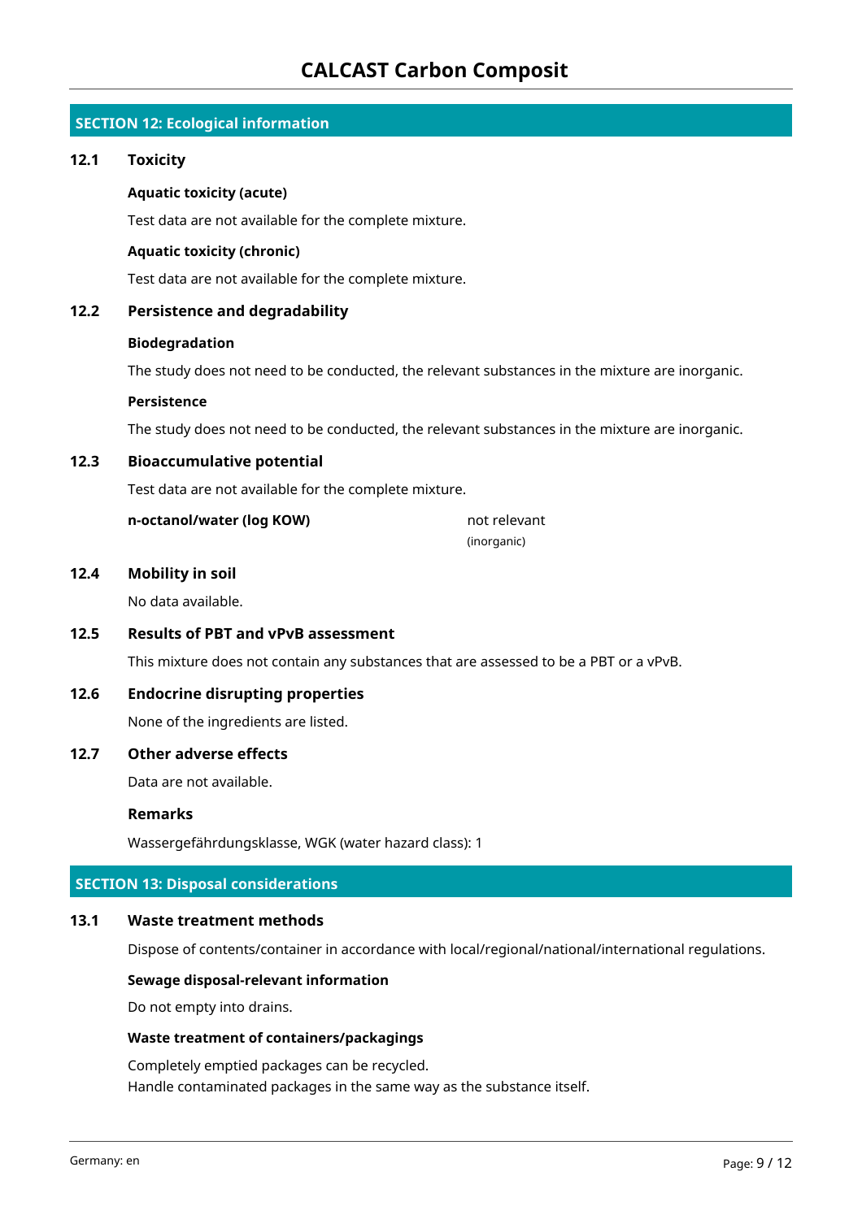## SECTION 12: Ecological information

### 12.1 Toxicity

**Aquatic toxicity (acute)**

Test data are not available for the complete mixture.

**Aquatic toxicity (chronic)**

Test data are not available for the complete mixture.

### 12.2 Persistence and degradability

**Biodegradation**

The study does not need to be conducted, the relevant substances in the mixture are inorganic.

**Persistence**

The study does not need to be conducted, the relevant substances in the mixture are inorganic.

### 12.3 Bioaccumulative potential

Test data are not available for the complete mixture.

| | |
|---|---|
| **n-octanol/water (log KOW)** | not relevant (inorganic) |

### 12.4 Mobility in soil

No data available.

### 12.5 Results of PBT and vPvB assessment

This mixture does not contain any substances that are assessed to be a PBT or a vPvB.

### 12.6 Endocrine disrupting properties

None of the ingredients are listed.

### 12.7 Other adverse effects

Data are not available.

**Remarks**

Wassergefährdungsklasse, WGK (water hazard class): 1

## SECTION 13: Disposal considerations

### 13.1 Waste treatment methods

Dispose of contents/container in accordance with local/regional/national/international regulations.

**Sewage disposal-relevant information**

Do not empty into drains.

**Waste treatment of containers/packagings**

Completely emptied packages can be recycled.
Handle contaminated packages in the same way as the substance itself.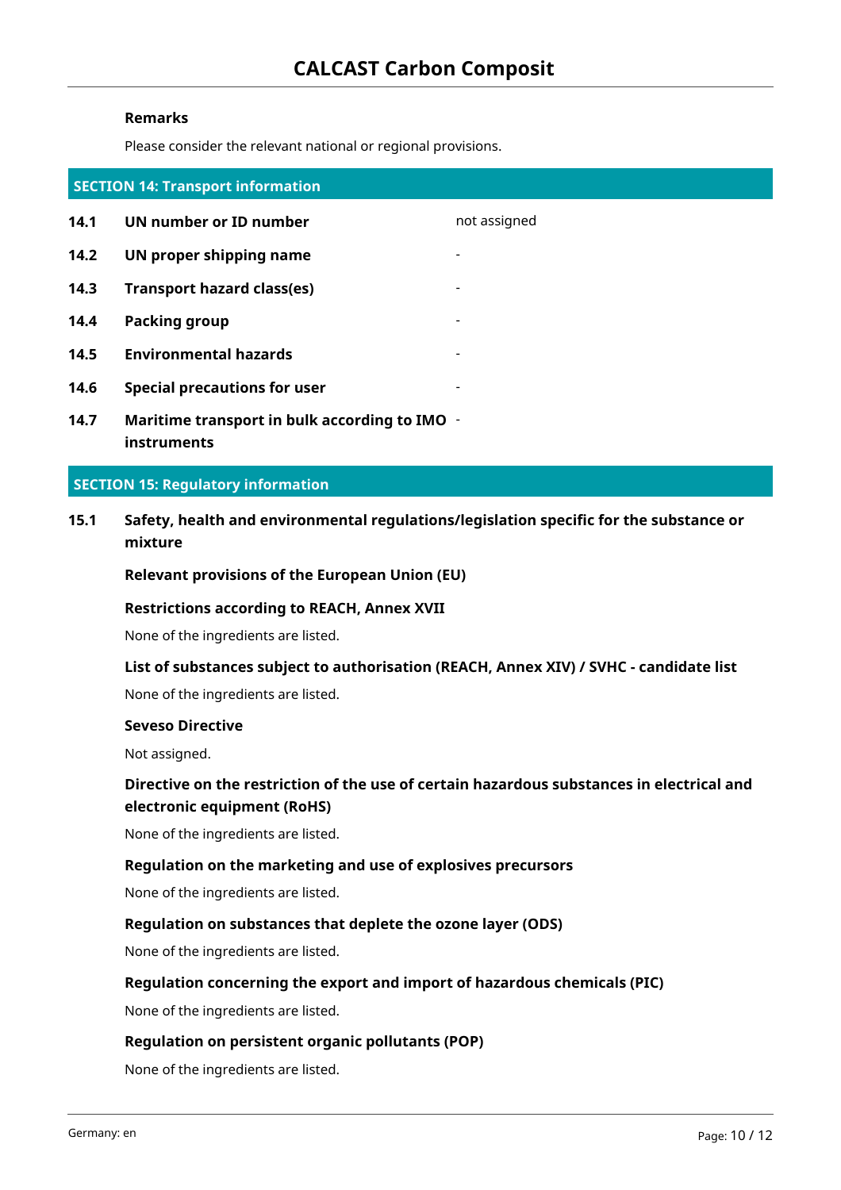**Remarks**

Please consider the relevant national or regional provisions.

## SECTION 14: Transport information

| | | |
|---|---|---|
| **14.1** | **UN number or ID number** | not assigned |
| **14.2** | **UN proper shipping name** | - |
| **14.3** | **Transport hazard class(es)** | - |
| **14.4** | **Packing group** | - |
| **14.5** | **Environmental hazards** | - |
| **14.6** | **Special precautions for user** | - |
| **14.7** | **Maritime transport in bulk according to IMO instruments** | - |

## SECTION 15: Regulatory information

### 15.1 Safety, health and environmental regulations/legislation specific for the substance or mixture

**Relevant provisions of the European Union (EU)**

**Restrictions according to REACH, Annex XVII**

None of the ingredients are listed.

**List of substances subject to authorisation (REACH, Annex XIV) / SVHC - candidate list**

None of the ingredients are listed.

**Seveso Directive**

Not assigned.

**Directive on the restriction of the use of certain hazardous substances in electrical and electronic equipment (RoHS)**

None of the ingredients are listed.

**Regulation on the marketing and use of explosives precursors**

None of the ingredients are listed.

**Regulation on substances that deplete the ozone layer (ODS)**

None of the ingredients are listed.

**Regulation concerning the export and import of hazardous chemicals (PIC)**

None of the ingredients are listed.

**Regulation on persistent organic pollutants (POP)**

None of the ingredients are listed.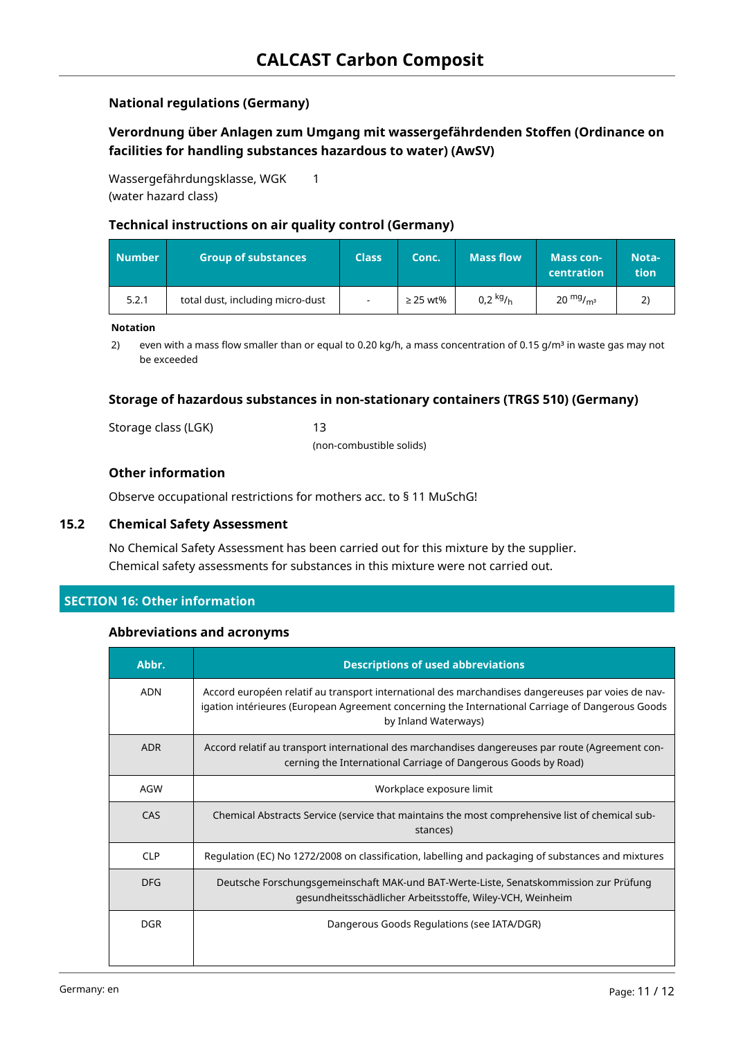### National regulations (Germany)

### Verordnung über Anlagen zum Umgang mit wassergefährdenden Stoffen (Ordinance on facilities for handling substances hazardous to water) (AwSV)

Wassergefährdungsklasse, WGK (water hazard class) 1

### Technical instructions on air quality control (Germany)

| Number | Group of substances | Class | Conc. | Mass flow | Mass concentration | Notation |
|---|---|---|---|---|---|---|
| 5.2.1 | total dust, including micro-dust | - | ≥ 25 wt% | 0,2 $^{kg}/_{h}$ | 20 $^{mg}/_{m^3}$ | 2) |

**Notation**

2) even with a mass flow smaller than or equal to 0.20 kg/h, a mass concentration of 0.15 g/m³ in waste gas may not be exceeded

### Storage of hazardous substances in non-stationary containers (TRGS 510) (Germany)

Storage class (LGK) 13 (non-combustible solids)

### Other information

Observe occupational restrictions for mothers acc. to § 11 MuSchG!

## 15.2 Chemical Safety Assessment

No Chemical Safety Assessment has been carried out for this mixture by the supplier.
Chemical safety assessments for substances in this mixture were not carried out.

## SECTION 16: Other information

### Abbreviations and acronyms

| Abbr. | Descriptions of used abbreviations |
|---|---|
| ADN | Accord européen relatif au transport international des marchandises dangereuses par voies de navigation intérieures (European Agreement concerning the International Carriage of Dangerous Goods by Inland Waterways) |
| ADR | Accord relatif au transport international des marchandises dangereuses par route (Agreement concerning the International Carriage of Dangerous Goods by Road) |
| AGW | Workplace exposure limit |
| CAS | Chemical Abstracts Service (service that maintains the most comprehensive list of chemical substances) |
| CLP | Regulation (EC) No 1272/2008 on classification, labelling and packaging of substances and mixtures |
| DFG | Deutsche Forschungsgemeinschaft MAK-und BAT-Werte-Liste, Senatskommission zur Prüfung gesundheitsschädlicher Arbeitsstoffe, Wiley-VCH, Weinheim |
| DGR | Dangerous Goods Regulations (see IATA/DGR) |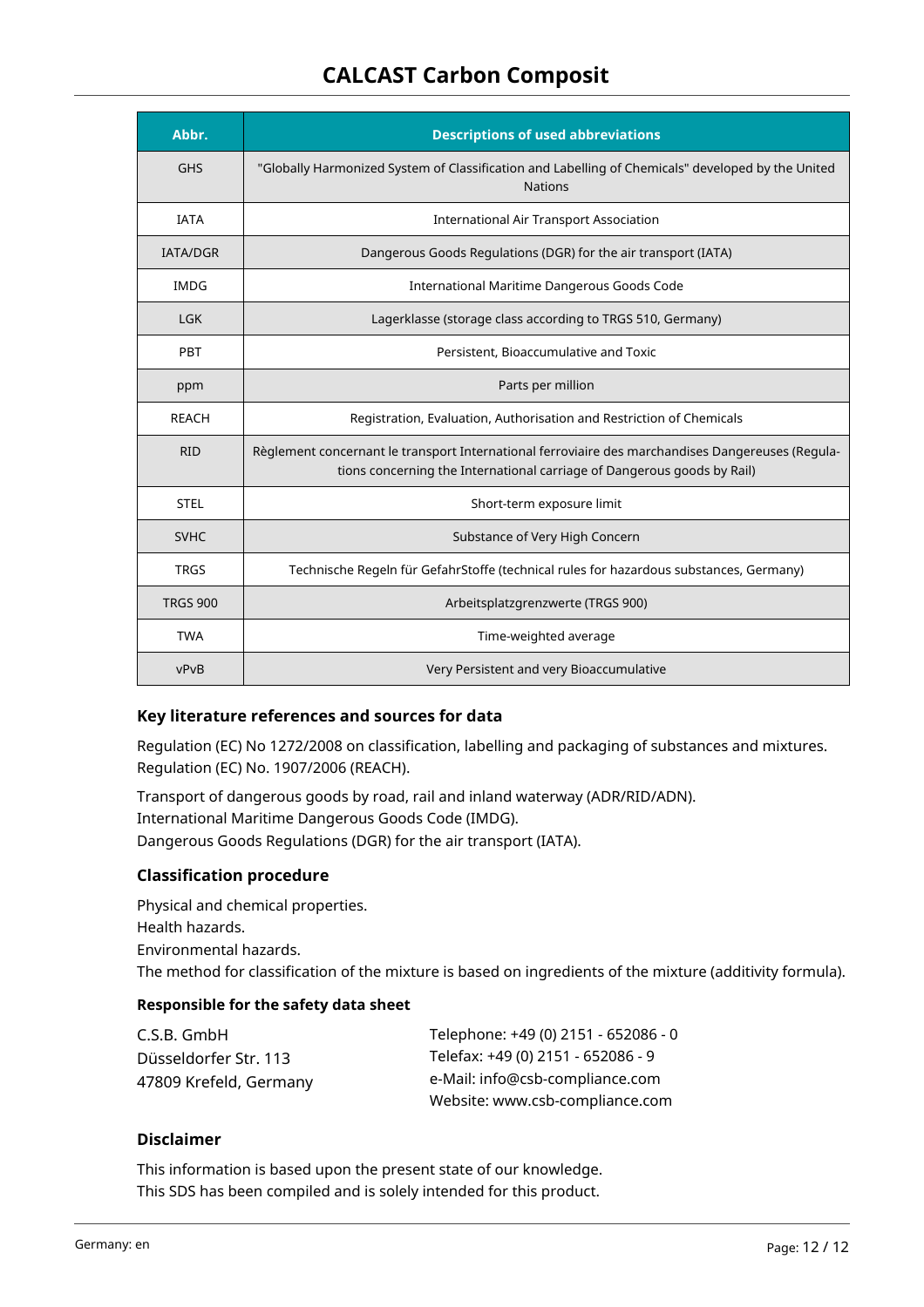| Abbr. | Descriptions of used abbreviations |
|---|---|
| GHS | "Globally Harmonized System of Classification and Labelling of Chemicals" developed by the United Nations |
| IATA | International Air Transport Association |
| IATA/DGR | Dangerous Goods Regulations (DGR) for the air transport (IATA) |
| IMDG | International Maritime Dangerous Goods Code |
| LGK | Lagerklasse (storage class according to TRGS 510, Germany) |
| PBT | Persistent, Bioaccumulative and Toxic |
| ppm | Parts per million |
| REACH | Registration, Evaluation, Authorisation and Restriction of Chemicals |
| RID | Règlement concernant le transport International ferroviaire des marchandises Dangereuses (Regulations concerning the International carriage of Dangerous goods by Rail) |
| STEL | Short-term exposure limit |
| SVHC | Substance of Very High Concern |
| TRGS | Technische Regeln für GefahrStoffe (technical rules for hazardous substances, Germany) |
| TRGS 900 | Arbeitsplatzgrenzwerte (TRGS 900) |
| TWA | Time-weighted average |
| vPvB | Very Persistent and very Bioaccumulative |

### Key literature references and sources for data

Regulation (EC) No 1272/2008 on classification, labelling and packaging of substances and mixtures.
Regulation (EC) No. 1907/2006 (REACH).

Transport of dangerous goods by road, rail and inland waterway (ADR/RID/ADN).
International Maritime Dangerous Goods Code (IMDG).
Dangerous Goods Regulations (DGR) for the air transport (IATA).

### Classification procedure

Physical and chemical properties.
Health hazards.
Environmental hazards.
The method for classification of the mixture is based on ingredients of the mixture (additivity formula).

#### Responsible for the safety data sheet

C.S.B. GmbH
Düsseldorfer Str. 113
47809 Krefeld, Germany

Telephone: +49 (0) 2151 - 652086 - 0
Telefax: +49 (0) 2151 - 652086 - 9
e-Mail: info@csb-compliance.com
Website: www.csb-compliance.com

### Disclaimer

This information is based upon the present state of our knowledge.
This SDS has been compiled and is solely intended for this product.